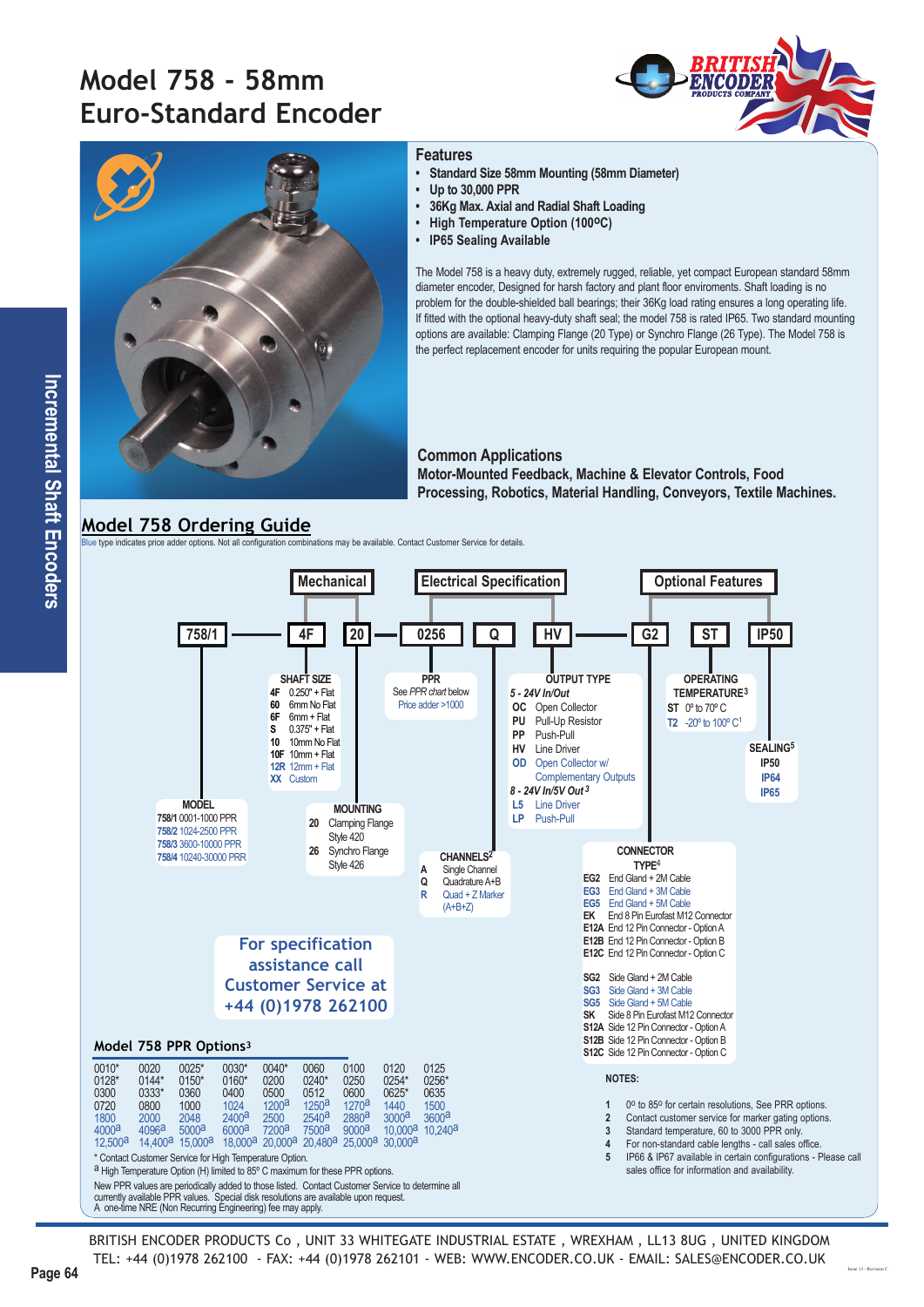# Model 758 - 58mm Euro-Standard Encoder

## Features

- **Standard Size 58mm Mounting (58mm Diameter)**
- **Up to 30,000 PPR**
- **36Kg Max. Axial and Radial Shaft Loading**
- **High Temperature Option (100ºC)**
- **IP65 Sealing Available**

The Model 758 is a heavy duty, extremely rugged, reliable, yet compact European standard 58mm diameter encoder, Designed for harsh factory and plant floor enviroments. Shaft loading is no problem for the double-shielded ball bearings; their 36Kg load rating ensures a long operating life. If fitted with the optional heavy-duty shaft seal; the model 758 is rated IP65. Two standard mounting options are available: Clamping Flange (20 Type) or Synchro Flange (26 Type). The Model 758 is the perfect replacement encoder for units requiring the popular European mount.

## Common Applications

**Motor-Mounted Feedback, Machine & Elevator Controls, Food Processing, Robotics, Material Handling, Conveyors, Textile Machines.**

## Model 758 Ordering Guide

Blue type indicates price adder options. Not all configuration combinations may be available. Contact Customer Service for details.

**Mechanical** | **Electrical Specification** | **Optional Features**

758/1 — 4F — 20 — 0256 — Q — HV — G2 — ST — IP50

**MODEL**
- 758/1 0001-1000 PPR
- 758/2 1024-2500 PPR
- 758/3 3600-10000 PPR
- 758/4 10240-30000 PRR

**SHAFT SIZE**
- 4F 0.250" + Flat
- 60 6mm No Flat
- 6F 6mm + Flat
- S 0.375" + Flat
- 10 10mm No Flat
- 10F 10mm + Flat
- 12R 12mm + Flat
- XX Custom

**MOUNTING**
- 20 Clamping Flange Style 420
- 26 Synchro Flange Style 426

**PPR**
See *PPR chart* below
Price adder >1000

**CHANNELS**[2]
- A Single Channel
- Q Quadrature A+B
- R Quad + Z Marker (A+B+Z)

**OUTPUT TYPE**

*5 - 24V In/Out*
- OC Open Collector
- PU Pull-Up Resistor
- PP Push-Pull
- HV Line Driver
- OD Open Collector w/ Complementary Outputs

*8 - 24V In/5V Out*[3]
- L5 Line Driver
- LP Push-Pull

**CONNECTOR TYPE**[4]
- EG2 End Gland + 2M Cable
- EG3 End Gland + 3M Cable
- EG5 End Gland + 5M Cable
- EK End 8 Pin Eurofast M12 Connector
- E12A End 12 Pin Connector - Option A
- E12B End 12 Pin Connector - Option B
- E12C End 12 Pin Connector - Option C
- SG2 Side Gland + 2M Cable
- SG3 Side Gland + 3M Cable
- SG5 Side Gland + 5M Cable
- SK Side 8 Pin Eurofast M12 Connector
- S12A Side 12 Pin Connector - Option A
- S12B Side 12 Pin Connector - Option B
- S12C Side 12 Pin Connector - Option C

**OPERATING TEMPERATURE**[3]
- ST 0º to 70º C
- T2 -20º to 100º C[1]

**SEALING**[5]
- IP50
- IP64
- IP65

**For specification assistance call Customer Service at +44 (0)1978 262100**

### Model 758 PPR Options[3]

| | | | | | | | | |
|---|---|---|---|---|---|---|---|---|
| 0010* | 0020 | 0025* | 0030* | 0040* | 0060 | 0100 | 0120 | 0125 |
| 0128* | 0144* | 0150* | 0160* | 0200 | 0240* | 0250 | 0254* | 0256* |
| 0300 | 0333* | 0360 | 0400 | 0500 | 0512 | 0600 | 0625* | 0635 |
| 0720 | 0800 | 1000 | 1024 | 1200ª | 1250ª | 1270ª | 1440 | 1500 |
| 1800 | 2000 | 2048 | 2400ª | 2500 | 2540ª | 2880ª | 3000ª | 3600ª |
| 4000ª | 4096ª | 5000ª | 6000ª | 7200ª | 7500ª | 9000ª | 10,000ª | 10,240ª |
| 12,500ª | 14,400ª | 15,000ª | 18,000ª | 20,000ª | 20,480ª | 25,000ª | 30,000ª | |

\* Contact Customer Service for High Temperature Option.
ª High Temperature Option (H) limited to 85° C maximum for these PPR options.

New PPR values are periodically added to those listed. Contact Customer Service to determine all currently available PPR values. Special disk resolutions are available upon request.
A one-time NRE (Non Recurring Engineering) fee may apply.

**NOTES:**

1. 0º to 85º for certain resolutions, See PPR options.
2. Contact customer service for marker gating options.
3. Standard temperature, 60 to 3000 PPR only.
4. For non-standard cable lengths - call sales office.
5. IP66 & IP67 available in certain configurations - Please call sales office for information and availability.

BRITISH ENCODER PRODUCTS Co , UNIT 33 WHITEGATE INDUSTRIAL ESTATE , WREXHAM , LL13 8UG , UNITED KINGDOM
TEL: +44 (0)1978 262100 - FAX: +44 (0)1978 262101 - WEB: WWW.ENCODER.CO.UK - EMAIL: SALES@ENCODER.CO.UK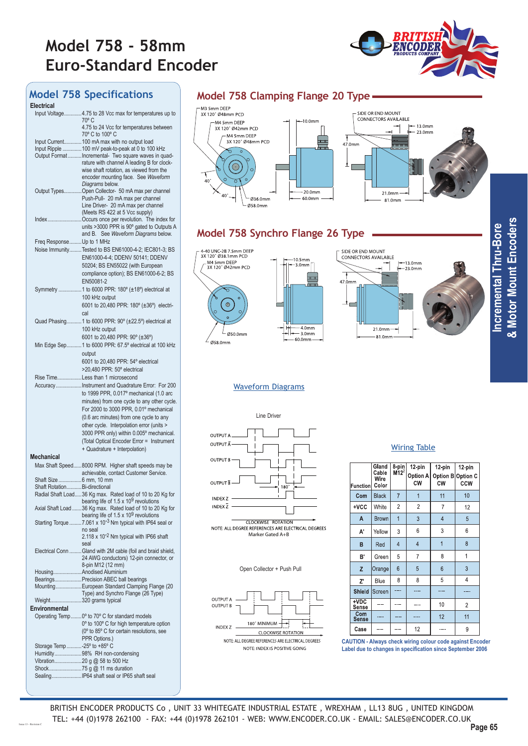# Model 758 - 58mm Euro-Standard Encoder

## Model 758 Specifications

### Electrical

Input Voltage............4.75 to 28 Vcc max for temperatures up to 70° C
4.75 to 24 Vcc for temperatures between 70° C to 100° C

Input Current............100 mA max with no output load

Input Ripple .............100 mV peak-to-peak at 0 to 100 kHz

Output Format ..........Incremental- Two square waves in quadrature with channel A leading B for clockwise shaft rotation, as viewed from the encoder mounting face. See *Waveform Diagrams* below.

Output Types.............Open Collector- 50 mA max per channel
Push-Pull- 20 mA max per channel
Line Driver- 20 mA max per channel
(Meets RS 422 at 5 Vcc supply)

Index.........................Occurs once per revolution. The index for units >3000 PPR is 90° gated to Outputs A and B. See *Waveform Diagrams* below.

Freq Response.........Up to 1 MHz

Noise Immunity.........Tested to BS EN61000-4-2; IEC801-3; BS EN61000-4-4; DDENV 50141; DDENV 50204; BS EN55022 (with European compliance option); BS EN61000-6-2; BS EN50081-2

Symmetry .................1 to 6000 PPR: 180° (±18°) electrical at 100 kHz output
6001 to 20,480 PPR: 180° (±36°) electrical

Quad Phasing...........1 to 6000 PPR: 90° (±22.5°) electrical at 100 kHz output
6001 to 20,480 PPR: 90° (±36°)

Min Edge Sep...........1 to 6000 PPR: 67.5° electrical at 100 kHz output
6001 to 20,480 PPR: 54° electrical
>20,480 PPR: 50° electrical

Rise Time..................Less than 1 microsecond

Accuracy...................Instrument and Quadrature Error: For 200 to 1999 PPR, 0.017° mechanical (1.0 arc minutes) from one cycle to any other cycle. For 2000 to 3000 PPR, 0.01° mechanical (0.6 arc minutes) from one cycle to any other cycle. Interpolation error (units > 3000 PPR only) within 0.005° mechanical. (Total Optical Encoder Error = Instrument + Quadrature + Interpolation)

### Mechanical

Max Shaft Speed......8000 RPM. Higher shaft speeds may be achievable, contact Customer Service.

Shaft Size .................6 mm, 10 mm

Shaft Rotation...........Bi-directional

Radial Shaft Load.....36 Kg max. Rated load of 10 to 20 Kg for bearing life of 1.5 x $10^9$ revolutions

Axial Shaft Load .......36 Kg max. Rated load of 10 to 20 Kg for bearing life of 1.5 x $10^9$ revolutions

Starting Torque .........7.061 x $10^{-3}$ Nm typical with IP64 seal or no seal
2.118 x $10^{-2}$ Nm typical with IP66 shaft seal

Electrical Conn .........Gland with 2M cable (foil and braid shield, 24 AWG conductors) 12-pin connector, or 8-pin M12 (12 mm)

Housing.....................Anodised Aluminium

Bearings....................Precision ABEC ball bearings

Mounting...................European Standard Clamping Flange (20 Type) and Synchro Flange (26 Type)

Weight.......................320 grams typical

### Environmental

Operating Temp........0° to 70° C for standard models
0° to 100° C for high temperature option
(0° to 85° C for certain resolutions, see PPR Options.)

Storage Temp ...........-25° to +85° C

Humidity....................98% RH non-condensing

Vibration....................20 g @ 58 to 500 Hz

Shock........................75 g @ 11 ms duration

Sealing......................IP64 shaft seal or IP65 shaft seal

## Model 758 Clamping Flange 20 Type

M3 5mm DEEP
3X 120° Ø48mm PCD
M4 5mm DEEP
3X 120° Ø42mm PCD
M4 5mm DEEP
3X 120° Ø48mm PCD
40°
40°
Ø36.0mm
Ø58.0mm
10.0mm
20.0mm
60.0mm
SIDE OR END MOUNT CONNECTORS AVAILABLE
47.0mm
13.0mm
23.0mm
21.0mm
81.0mm

## Model 758 Synchro Flange 26 Type

4-40 UNC-2B 7.5mm DEEP
3X 120° Ø38.1mm PCD
M4 5mm DEEP
3X 120° Ø42mm PCD
Ø50.0mm
Ø58.0mm
10.5mm
3.0mm
4.0mm
3.0mm
60.0mm
SIDE OR END MOUNT CONNECTORS AVAILABLE
47.0mm
13.0mm
23.0mm
21.0mm
81.0mm

## Waveform Diagrams

Line Driver

OUTPUT A
OUTPUT Ā
OUTPUT B
OUTPUT B̄
180°
INDEX Z
INDEX Z̄
CLOCKWISE ROTATION
NOTE: ALL DEGREE REFERENCES ARE ELECTRICAL DEGREES
Marker Gated A+B

Open Collector + Push Pull

OUTPUT A
OUTPUT B
INDEX Z
180° MINIMUM
CLOCKWISE ROTATION
NOTE: ALL DEGREE REFERENCES ARE ELECTRICAL DEGREES
NOTE: INDEX IS POSITIVE GOING

## Wiring Table

| Function | Gland Cable Wire Color | 8-pin M12 | 12-pin Option A CW | 12-pin Option B CW | 12-pin Option C CCW |
|---|---|---|---|---|---|
| Com | Black | 7 | 1 | 11 | 10 |
| +VCC | White | 2 | 2 | 7 | 12 |
| A | Brown | 1 | 3 | 4 | 5 |
| A' | Yellow | 3 | 6 | 3 | 6 |
| B | Red | 4 | 4 | 1 | 8 |
| B' | Green | 5 | 7 | 8 | 1 |
| Z | Orange | 6 | 5 | 6 | 3 |
| Z' | Blue | 8 | 8 | 5 | 4 |
| Shield | Screen | ---- | ---- | ---- | ---- |
| +VDC Sense | --- | ---- | ---- | 10 | 2 |
| Com Sense | ---- | --- | ---- | 12 | 11 |
| Case | --- | --- | 12 | ---- | 9 |

**CAUTION - Always check wiring colour code against Encoder Label due to changes in specification since September 2006**

Incremental Thru-Bore & Motor Mount Encoders

BRITISH ENCODER PRODUCTS Co , UNIT 33 WHITEGATE INDUSTRIAL ESTATE , WREXHAM , LL13 8UG , UNITED KINGDOM
TEL: +44 (0)1978 262100 - FAX: +44 (0)1978 262101 - WEB: WWW.ENCODER.CO.UK - EMAIL: SALES@ENCODER.CO.UK